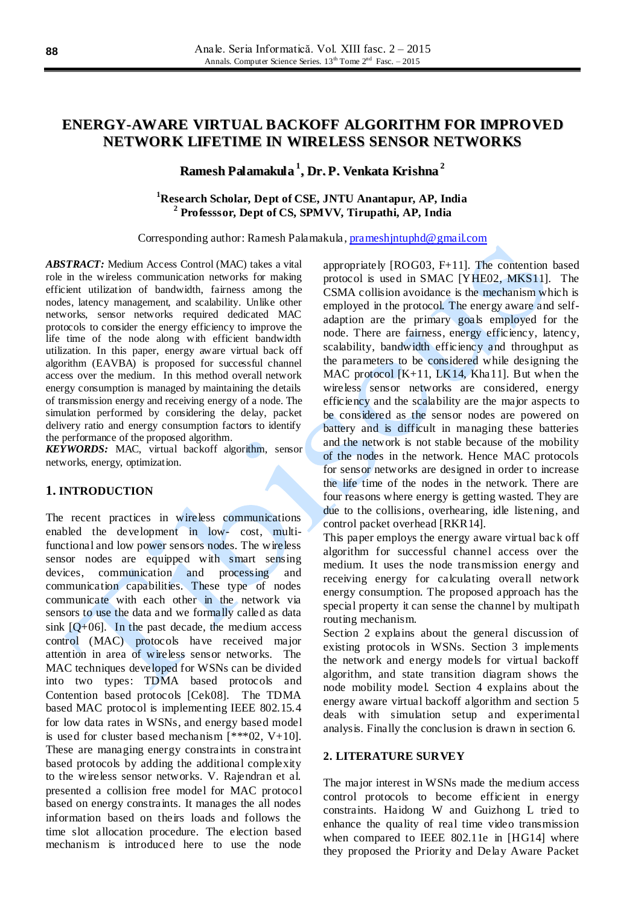# ENERGY-AWARE VIRTUAL BACKOFF ALGORITHM FOR IMPROVED NETWORK LIFETIME IN WIRELESS SENSOR NETWORKS

**Ramesh Palamakula [1], Dr. P. Venkata Krishna [2]**

**[1]Research Scholar, Dept of CSE, JNTU Anantapur, AP, India**
**[2] Professsor, Dept of CS, SPMVV, Tirupathi, AP, India**

Corresponding author: Ramesh Palamakula, prameshjntuphd@gmail.com

***ABSTRACT:*** Medium Access Control (MAC) takes a vital role in the wireless communication networks for making efficient utilization of bandwidth, fairness among the nodes, latency management, and scalability. Unlike other networks, sensor networks required dedicated MAC protocols to consider the energy efficiency to improve the life time of the node along with efficient bandwidth utilization. In this paper, energy aware virtual back off algorithm (EAVBA) is proposed for successful channel access over the medium. In this method overall network energy consumption is managed by maintaining the details of transmission energy and receiving energy of a node. The simulation performed by considering the delay, packet delivery ratio and energy consumption factors to identify the performance of the proposed algorithm.

***KEYWORDS:*** MAC, virtual backoff algorithm, sensor networks, energy, optimization.

## 1. INTRODUCTION

The recent practices in wireless communications enabled the development in low- cost, multi-functional and low power sensors nodes. The wireless sensor nodes are equipped with smart sensing devices, communication and processing and communication capabilities. These type of nodes communicate with each other in the network via sensors to use the data and we formally called as data sink [Q+06]. In the past decade, the medium access control (MAC) protocols have received major attention in area of wireless sensor networks. The MAC techniques developed for WSNs can be divided into two types: TDMA based protocols and Contention based protocols [Cek08]. The TDMA based MAC protocol is implementing IEEE 802.15.4 for low data rates in WSNs, and energy based model is used for cluster based mechanism [***02, V+10]. These are managing energy constraints in constraint based protocols by adding the additional complexity to the wireless sensor networks. V. Rajendran et al. presented a collision free model for MAC protocol based on energy constraints. It manages the all nodes information based on theirs loads and follows the time slot allocation procedure. The election based mechanism is introduced here to use the node appropriately [ROG03, F+11]. The contention based protocol is used in SMAC [YHE02, MKS11]. The CSMA collision avoidance is the mechanism which is employed in the protocol. The energy aware and self-adaption are the primary goals employed for the node. There are fairness, energy efficiency, latency, scalability, bandwidth efficiency and throughput as the parameters to be considered while designing the MAC protocol [K+11, LK14, Kha11]. But when the wireless sensor networks are considered, energy efficiency and the scalability are the major aspects to be considered as the sensor nodes are powered on battery and is difficult in managing these batteries and the network is not stable because of the mobility of the nodes in the network. Hence MAC protocols for sensor networks are designed in order to increase the life time of the nodes in the network. There are four reasons where energy is getting wasted. They are due to the collisions, overhearing, idle listening, and control packet overhead [RKR14].

This paper employs the energy aware virtual back off algorithm for successful channel access over the medium. It uses the node transmission energy and receiving energy for calculating overall network energy consumption. The proposed approach has the special property it can sense the channel by multipath routing mechanism.

Section 2 explains about the general discussion of existing protocols in WSNs. Section 3 implements the network and energy models for virtual backoff algorithm, and state transition diagram shows the node mobility model. Section 4 explains about the energy aware virtual backoff algorithm and section 5 deals with simulation setup and experimental analysis. Finally the conclusion is drawn in section 6.

## 2. LITERATURE SURVEY

The major interest in WSNs made the medium access control protocols to become efficient in energy constraints. Haidong W and Guizhong L tried to enhance the quality of real time video transmission when compared to IEEE 802.11e in [HG14] where they proposed the Priority and Delay Aware Packet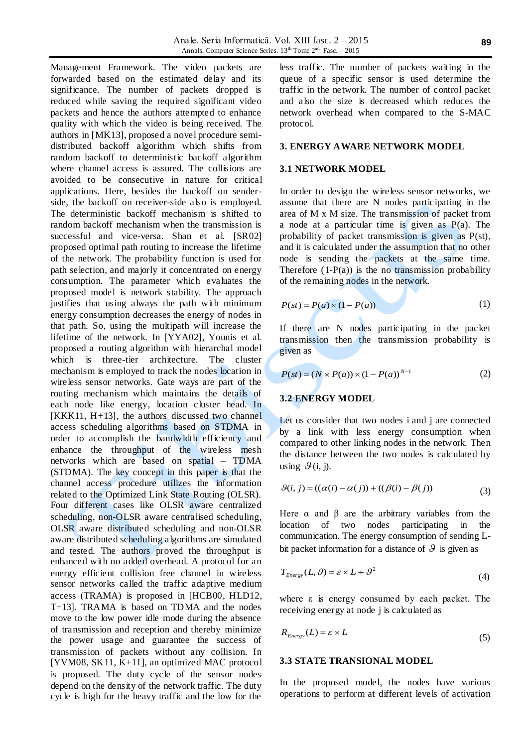Management Framework. The video packets are forwarded based on the estimated delay and its significance. The number of packets dropped is reduced while saving the required significant video packets and hence the authors attempted to enhance quality with which the video is being received. The authors in [MK13], proposed a novel procedure semi-distributed backoff algorithm which shifts from random backoff to deterministic backoff algorithm where channel access is assured. The collisions are avoided to be consecutive in nature for critical applications. Here, besides the backoff on sender-side, the backoff on receiver-side also is employed. The deterministic backoff mechanism is shifted to random backoff mechanism when the transmission is successful and vice-versa. Shan et al. [SR02] proposed optimal path routing to increase the lifetime of the network. The probability function is used for path selection, and majorly it concentrated on energy consumption. The parameter which evaluates the proposed model is network stability. The approach justifies that using always the path with minimum energy consumption decreases the energy of nodes in that path. So, using the multipath will increase the lifetime of the network. In [YYA02], Younis et al. proposed a routing algorithm with hierarchal model which is three-tier architecture. The cluster mechanism is employed to track the nodes location in wireless sensor networks. Gate ways are part of the routing mechanism which maintains the details of each node like energy, location cluster head. In [KKK11, H+13], the authors discussed two channel access scheduling algorithms based on STDMA in order to accomplish the bandwidth efficiency and enhance the throughput of the wireless mesh networks which are based on spatial – TDMA (STDMA). The key concept in this paper is that the channel access procedure utilizes the information related to the Optimized Link State Routing (OLSR). Four different cases like OLSR aware centralized scheduling, non-OLSR aware centralised scheduling, OLSR aware distributed scheduling and non-OLSR aware distributed scheduling algorithms are simulated and tested. The authors proved the throughput is enhanced with no added overhead. A protocol for an energy efficient collision free channel in wireless sensor networks called the traffic adaptive medium access (TRAMA) is proposed in [HCB00, HLD12, T+13]. TRAMA is based on TDMA and the nodes move to the low power idle mode during the absence of transmission and reception and thereby minimize the power usage and guarantee the success of transmission of packets without any collision. In [YVM08, SK11, K+11], an optimized MAC protocol is proposed. The duty cycle of the sensor nodes depend on the density of the network traffic. The duty cycle is high for the heavy traffic and the low for the less traffic. The number of packets waiting in the queue of a specific sensor is used determine the traffic in the network. The number of control packet and also the size is decreased which reduces the network overhead when compared to the S-MAC protocol.

## 3. ENERGY AWARE NETWORK MODEL

### 3.1 NETWORK MODEL

In order to design the wireless sensor networks, we assume that there are N nodes participating in the area of M x M size. The transmission of packet from a node at a particular time is given as P(a). The probability of packet transmission is given as P(st), and it is calculated under the assumption that no other node is sending the packets at the same time. Therefore (1-P(a)) is the no transmission probability of the remaining nodes in the network.

$$P(st) = P(a) \times (1 - P(a)) \tag{1}$$

If there are N nodes participating in the packet transmission then the transmission probability is given as

$$P(st) = (N \times P(a)) \times (1 - P(a))^{N-1} \tag{2}$$

### 3.2 ENERGY MODEL

Let us consider that two nodes i and j are connected by a link with less energy consumption when compared to other linking nodes in the network. Then the distance between the two nodes is calculated by using $\vartheta$(i, j).

$$\vartheta(i, j) = ((\alpha(i) - \alpha(j)) + ((\beta(i) - \beta(j)) \tag{3}$$

Here α and β are the arbitrary variables from the location of two nodes participating in the communication. The energy consumption of sending L-bit packet information for a distance of $\vartheta$ is given as

$$T_{Energy}(L, \vartheta) = \varepsilon \times L + \vartheta^2 \tag{4}$$

where ε is energy consumed by each packet. The receiving energy at node j is calculated as

$$R_{Energy}(L) = \varepsilon \times L \tag{5}$$

### 3.3 STATE TRANSIONAL MODEL

In the proposed model, the nodes have various operations to perform at different levels of activation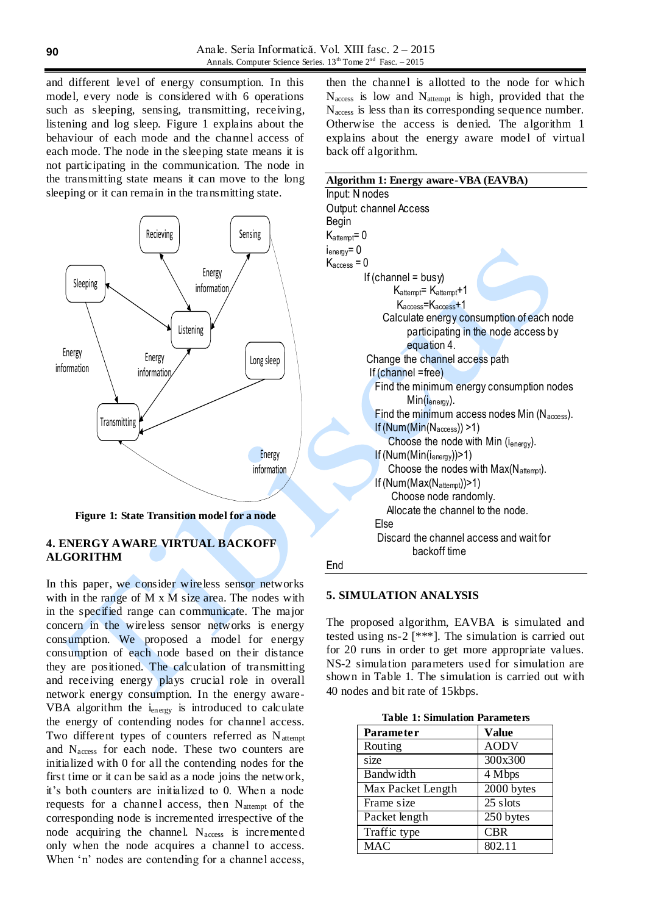and different level of energy consumption. In this model, every node is considered with 6 operations such as sleeping, sensing, transmitting, receiving, listening and log sleep. Figure 1 explains about the behaviour of each node and the channel access of each mode. The node in the sleeping state means it is not participating in the communication. The node in the transmitting state means it can move to the long sleeping or it can remain in the transmitting state.

**Figure 1: State Transition model for a node**

## 4. ENERGY AWARE VIRTUAL BACKOFF ALGORITHM

In this paper, we consider wireless sensor networks with in the range of M x M size area. The nodes with in the specified range can communicate. The major concern in the wireless sensor networks is energy consumption. We proposed a model for energy consumption of each node based on their distance they are positioned. The calculation of transmitting and receiving energy plays crucial role in overall network energy consumption. In the energy aware-VBA algorithm the $i_{energy}$ is introduced to calculate the energy of contending nodes for channel access. Two different types of counters referred as $N_{attempt}$ and $N_{access}$ for each node. These two counters are initialized with 0 for all the contending nodes for the first time or it can be said as a node joins the network, it's both counters are initialized to 0. When a node requests for a channel access, then $N_{attempt}$ of the corresponding node is incremented irrespective of the node acquiring the channel. $N_{access}$ is incremented only when the node acquires a channel to access. When 'n' nodes are contending for a channel access, then the channel is allotted to the node for which $N_{access}$ is low and $N_{attempt}$ is high, provided that the $N_{access}$ is less than its corresponding sequence number. Otherwise the access is denied. The algorithm 1 explains about the energy aware model of virtual back off algorithm.

**Algorithm 1: Energy aware-VBA (EAVBA)**

```
Input: N nodes
Output: channel Access
Begin
K_attempt = 0
i_energy = 0
K_access = 0
        If (channel = busy)
            K_attempt = K_attempt + 1
            K_access = K_access + 1
            Calculate energy consumption of each node
                participating in the node access by
                equation 4.
        Change the channel access path
        If (channel = free)
            Find the minimum energy consumption nodes
                Min(i_energy).
            Find the minimum access nodes Min (N_access).
            If (Num(Min(N_access)) >1)
                Choose the node with Min (i_energy).
            If (Num(Min(i_energy)))>1)
                Choose the nodes with Max(N_attempt).
            If (Num(Max(N_attempt))>1)
                Choose node randomly.
            Allocate the channel to the node.
        Else
            Discard the channel access and wait for
                backoff time
End
```

## 5. SIMULATION ANALYSIS

The proposed algorithm, EAVBA is simulated and tested using ns-2 [***]. The simulation is carried out for 20 runs in order to get more appropriate values. NS-2 simulation parameters used for simulation are shown in Table 1. The simulation is carried out with 40 nodes and bit rate of 15kbps.

**Table 1: Simulation Parameters**

| Parameter | Value |
|---|---|
| Routing | AODV |
| size | 300x300 |
| Bandwidth | 4 Mbps |
| Max Packet Length | 2000 bytes |
| Frame size | 25 slots |
| Packet length | 250 bytes |
| Traffic type | CBR |
| MAC | 802.11 |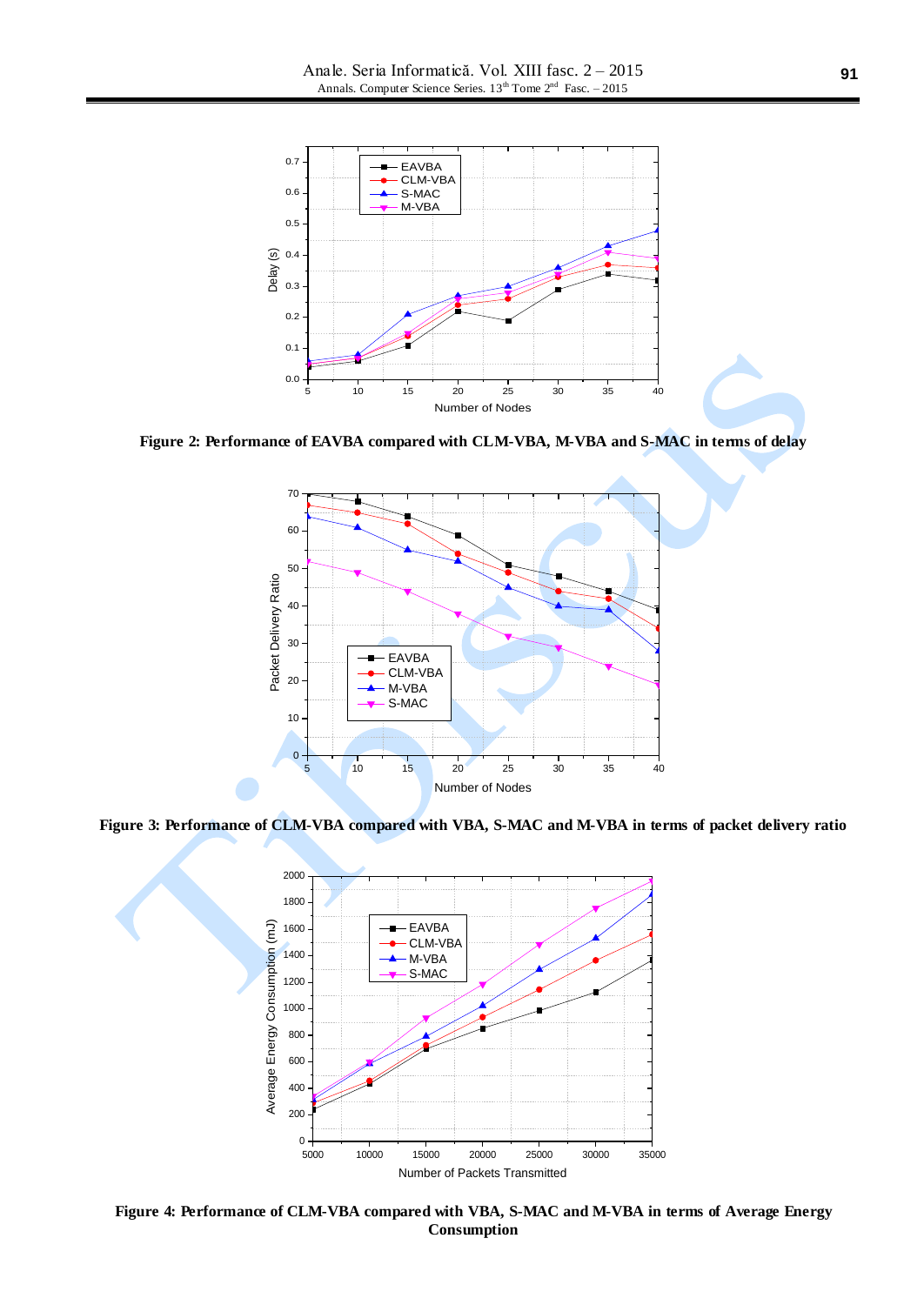Figure 2: Performance of EAVBA compared with CLM-VBA, M-VBA and S-MAC in terms of delay

Figure 3: Performance of CLM-VBA compared with VBA, S-MAC and M-VBA in terms of packet delivery ratio

Figure 4: Performance of CLM-VBA compared with VBA, S-MAC and M-VBA in terms of Average Energy Consumption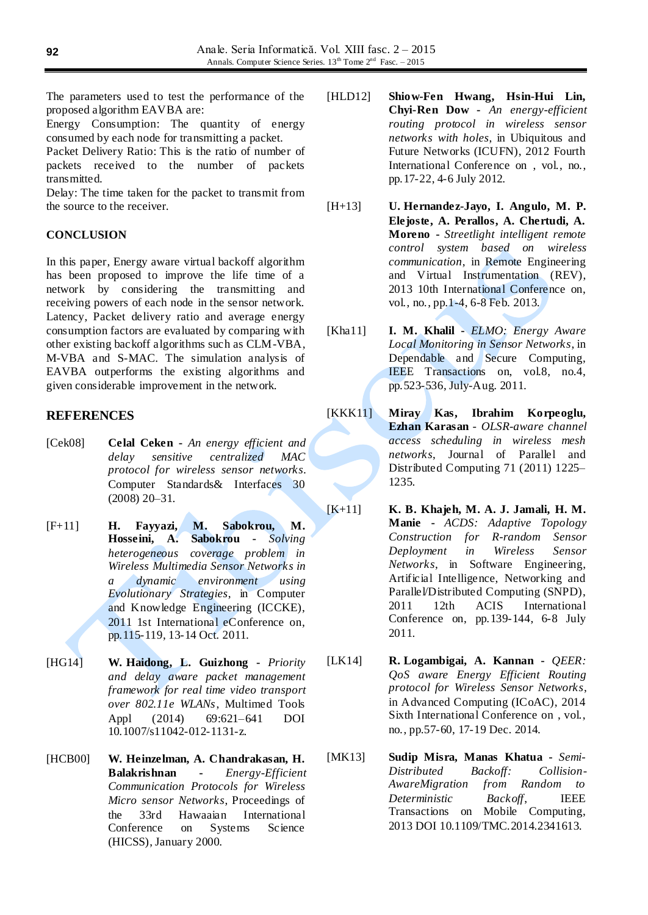The parameters used to test the performance of the proposed algorithm EAVBA are:

Energy Consumption: The quantity of energy consumed by each node for transmitting a packet.

Packet Delivery Ratio: This is the ratio of number of packets received to the number of packets transmitted.

Delay: The time taken for the packet to transmit from the source to the receiver.

## CONCLUSION

In this paper, Energy aware virtual backoff algorithm has been proposed to improve the life time of a network by considering the transmitting and receiving powers of each node in the sensor network. Latency, Packet delivery ratio and average energy consumption factors are evaluated by comparing with other existing backoff algorithms such as CLM-VBA, M-VBA and S-MAC. The simulation analysis of EAVBA outperforms the existing algorithms and given considerable improvement in the network.

## REFERENCES

[Cek08] **Celal Ceken** - *An energy efficient and delay sensitive centralized MAC protocol for wireless sensor networks*. Computer Standards& Interfaces 30 (2008) 20–31.

[F+11] **H. Fayyazi, M. Sabokrou, M. Hosseini, A. Sabokrou** - *Solving heterogeneous coverage problem in Wireless Multimedia Sensor Networks in a dynamic environment using Evolutionary Strategies*, in Computer and Knowledge Engineering (ICCKE), 2011 1st International eConference on, pp.115-119, 13-14 Oct. 2011.

[HG14] **W. Haidong, L. Guizhong** - *Priority and delay aware packet management framework for real time video transport over 802.11e WLANs*, Multimed Tools Appl (2014) 69:621–641 DOI 10.1007/s11042-012-1131-z.

[HCB00] **W. Heinzelman, A. Chandrakasan, H. Balakrishnan** - *Energy-Efficient Communication Protocols for Wireless Micro sensor Networks*, Proceedings of the 33rd Hawaaian International Conference on Systems Science (HICSS), January 2000.

[HLD12] **Shiow-Fen Hwang, Hsin-Hui Lin, Chyi-Ren Dow** - *An energy-efficient routing protocol in wireless sensor networks with holes*, in Ubiquitous and Future Networks (ICUFN), 2012 Fourth International Conference on , vol., no., pp.17-22, 4-6 July 2012.

[H+13] **U. Hernandez-Jayo, I. Angulo, M. P. Elejoste, A. Perallos, A. Chertudi, A. Moreno** - *Streetlight intelligent remote control system based on wireless communication*, in Remote Engineering and Virtual Instrumentation (REV), 2013 10th International Conference on, vol., no., pp.1-4, 6-8 Feb. 2013.

[Kha11] **I. M. Khalil** - *ELMO: Energy Aware Local Monitoring in Sensor Networks*, in Dependable and Secure Computing, IEEE Transactions on, vol.8, no.4, pp.523-536, July-Aug. 2011.

[KKK11] **Miray Kas, Ibrahim Korpeoglu, Ezhan Karasan** - *OLSR-aware channel access scheduling in wireless mesh networks*, Journal of Parallel and Distributed Computing 71 (2011) 1225–1235.

[K+11] **K. B. Khajeh, M. A. J. Jamali, H. M. Manie** - *ACDS: Adaptive Topology Construction for R-random Sensor Deployment in Wireless Sensor Networks*, in Software Engineering, Artificial Intelligence, Networking and Parallel/Distributed Computing (SNPD), 2011 12th ACIS International Conference on, pp.139-144, 6-8 July 2011.

[LK14] **R. Logambigai, A. Kannan** - *QEER: QoS aware Energy Efficient Routing protocol for Wireless Sensor Networks*, in Advanced Computing (ICoAC), 2014 Sixth International Conference on , vol., no., pp.57-60, 17-19 Dec. 2014.

[MK13] **Sudip Misra, Manas Khatua** - *Semi-Distributed Backoff: Collision-AwareMigration from Random to Deterministic Backoff*, IEEE Transactions on Mobile Computing, 2013 DOI 10.1109/TMC.2014.2341613.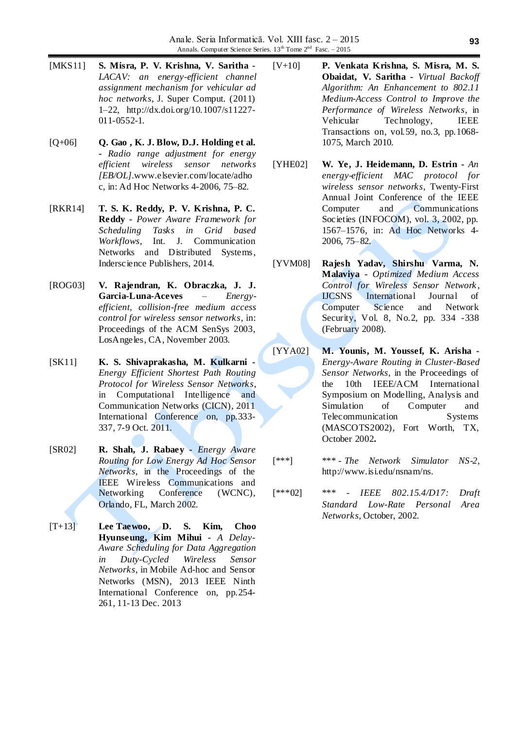[MKS11] **S. Misra, P. V. Krishna, V. Saritha** - *LACAV: an energy-efficient channel assignment mechanism for vehicular ad hoc networks*, J. Super Comput. (2011) 1–22, http://dx.doi.org/10.1007/s11227-011-0552-1.

[Q+06] **Q. Gao , K. J. Blow, D.J. Holding et al.** - *Radio range adjustment for energy efficient wireless sensor networks [EB/OL]*.www.elsevier.com/locate/adhoc, in: Ad Hoc Networks 4-2006, 75–82.

[RKR14] **T. S. K. Reddy, P. V. Krishna, P. C. Reddy** - *Power Aware Framework for Scheduling Tasks in Grid based Workflows*, Int. J. Communication Networks and Distributed Systems, Inderscience Publishers, 2014.

[ROG03] **V. Rajendran, K. Obraczka, J. J. Garcia-Luna-Aceves** – *Energy-efficient, collision-free medium access control for wireless sensor networks*, in: Proceedings of the ACM SenSys 2003, LosAngeles, CA, November 2003.

[SK11] **K. S. Shivaprakasha, M. Kulkarni** - *Energy Efficient Shortest Path Routing Protocol for Wireless Sensor Networks*, in Computational Intelligence and Communication Networks (CICN), 2011 International Conference on, pp.333-337, 7-9 Oct. 2011.

[SR02] **R. Shah, J. Rabaey** - *Energy Aware Routing for Low Energy Ad Hoc Sensor Networks*, in the Proceedings of the IEEE Wireless Communications and Networking Conference (WCNC), Orlando, FL, March 2002.

[T+13] **Lee Taewoo, D. S. Kim, Choo Hyunseung, Kim Mihui** - *A Delay-Aware Scheduling for Data Aggregation in Duty-Cycled Wireless Sensor Networks*, in Mobile Ad-hoc and Sensor Networks (MSN), 2013 IEEE Ninth International Conference on, pp.254-261, 11-13 Dec. 2013

[V+10] **P. Venkata Krishna, S. Misra, M. S. Obaidat, V. Saritha** - *Virtual Backoff Algorithm: An Enhancement to 802.11 Medium-Access Control to Improve the Performance of Wireless Networks*, in Vehicular Technology, IEEE Transactions on, vol.59, no.3, pp.1068-1075, March 2010.

[YHE02] **W. Ye, J. Heidemann, D. Estrin** - *An energy-efficient MAC protocol for wireless sensor networks*, Twenty-First Annual Joint Conference of the IEEE Computer and Communications Societies (INFOCOM), vol. 3, 2002, pp. 1567–1576, in: Ad Hoc Networks 4-2006, 75–82.

[YVM08] **Rajesh Yadav, Shirshu Varma, N. Malaviya** - *Optimized Medium Access Control for Wireless Sensor Network*, IJCSNS International Journal of Computer Science and Network Security, Vol. 8, No.2, pp. 334 -338 (February 2008).

[YYA02] **M. Younis, M. Youssef, K. Arisha** - *Energy-Aware Routing in Cluster-Based Sensor Networks*, in the Proceedings of the 10th IEEE/ACM International Symposium on Modelling, Analysis and Simulation of Computer and Telecommunication Systems (MASCOTS2002), Fort Worth, TX, October 2002**.**

[***] *** - *The Network Simulator NS-2*, http://www.isi.edu/nsnam/ns.

[***02] *** - *IEEE 802.15.4/D17: Draft Standard Low-Rate Personal Area Networks*, October, 2002.